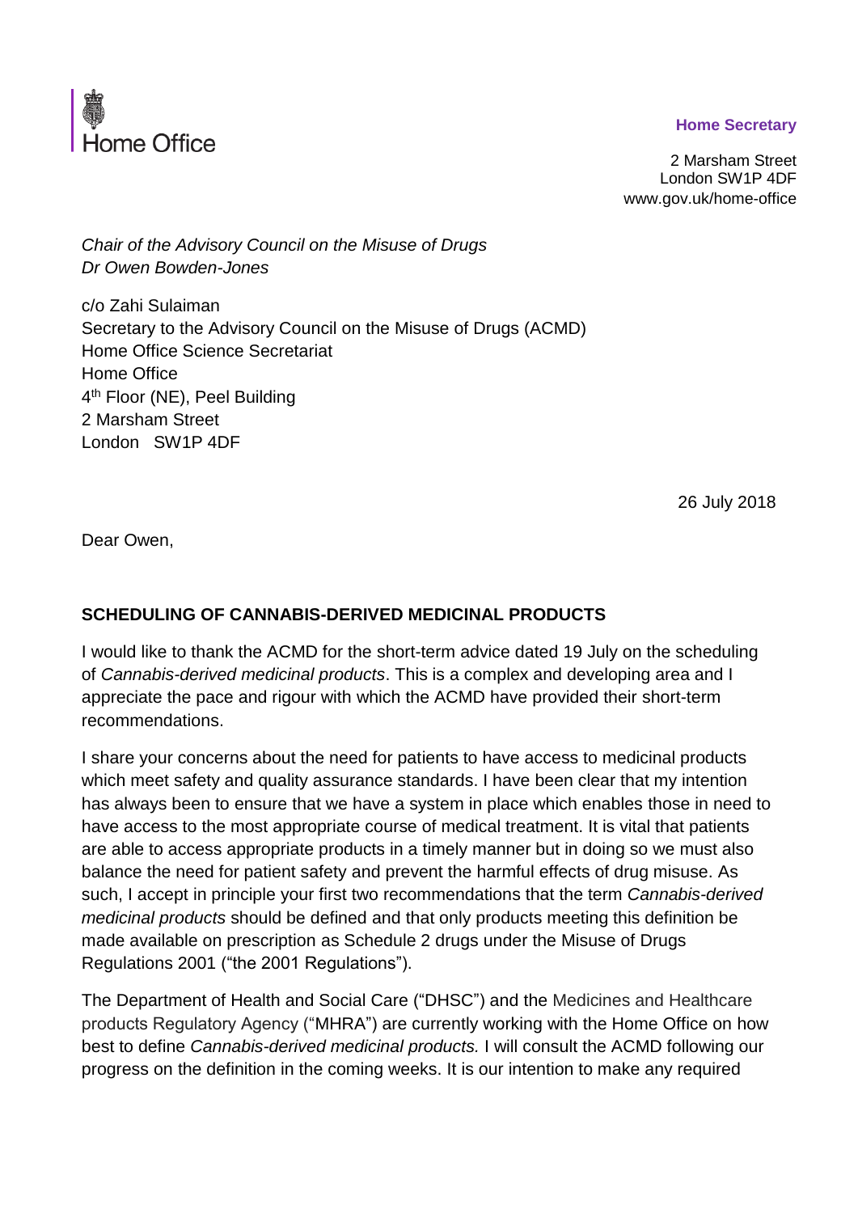Home Office

**Home Secretary**

2 Marsham Street
London SW1P 4DF
www.gov.uk/home-office

*Chair of the Advisory Council on the Misuse of Drugs*
*Dr Owen Bowden-Jones*

c/o Zahi Sulaiman
Secretary to the Advisory Council on the Misuse of Drugs (ACMD)
Home Office Science Secretariat
Home Office
4th Floor (NE), Peel Building
2 Marsham Street
London SW1P 4DF

26 July 2018

Dear Owen,

**SCHEDULING OF CANNABIS-DERIVED MEDICINAL PRODUCTS**

I would like to thank the ACMD for the short-term advice dated 19 July on the scheduling of *Cannabis-derived medicinal products*. This is a complex and developing area and I appreciate the pace and rigour with which the ACMD have provided their short-term recommendations.

I share your concerns about the need for patients to have access to medicinal products which meet safety and quality assurance standards. I have been clear that my intention has always been to ensure that we have a system in place which enables those in need to have access to the most appropriate course of medical treatment. It is vital that patients are able to access appropriate products in a timely manner but in doing so we must also balance the need for patient safety and prevent the harmful effects of drug misuse. As such, I accept in principle your first two recommendations that the term *Cannabis-derived medicinal products* should be defined and that only products meeting this definition be made available on prescription as Schedule 2 drugs under the Misuse of Drugs Regulations 2001 ("the 2001 Regulations").

The Department of Health and Social Care ("DHSC") and the Medicines and Healthcare products Regulatory Agency ("MHRA") are currently working with the Home Office on how best to define *Cannabis-derived medicinal products.* I will consult the ACMD following our progress on the definition in the coming weeks. It is our intention to make any required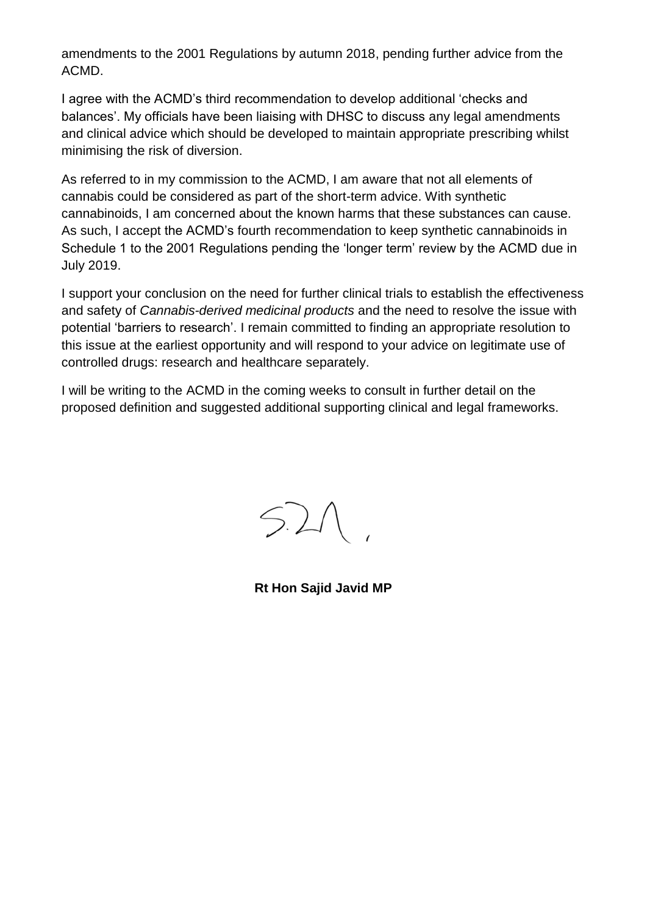amendments to the 2001 Regulations by autumn 2018, pending further advice from the ACMD.

I agree with the ACMD's third recommendation to develop additional 'checks and balances'. My officials have been liaising with DHSC to discuss any legal amendments and clinical advice which should be developed to maintain appropriate prescribing whilst minimising the risk of diversion.

As referred to in my commission to the ACMD, I am aware that not all elements of cannabis could be considered as part of the short-term advice. With synthetic cannabinoids, I am concerned about the known harms that these substances can cause. As such, I accept the ACMD's fourth recommendation to keep synthetic cannabinoids in Schedule 1 to the 2001 Regulations pending the 'longer term' review by the ACMD due in July 2019.

I support your conclusion on the need for further clinical trials to establish the effectiveness and safety of *Cannabis-derived medicinal products* and the need to resolve the issue with potential 'barriers to research'. I remain committed to finding an appropriate resolution to this issue at the earliest opportunity and will respond to your advice on legitimate use of controlled drugs: research and healthcare separately.

I will be writing to the ACMD in the coming weeks to consult in further detail on the proposed definition and suggested additional supporting clinical and legal frameworks.

**Rt Hon Sajid Javid MP**